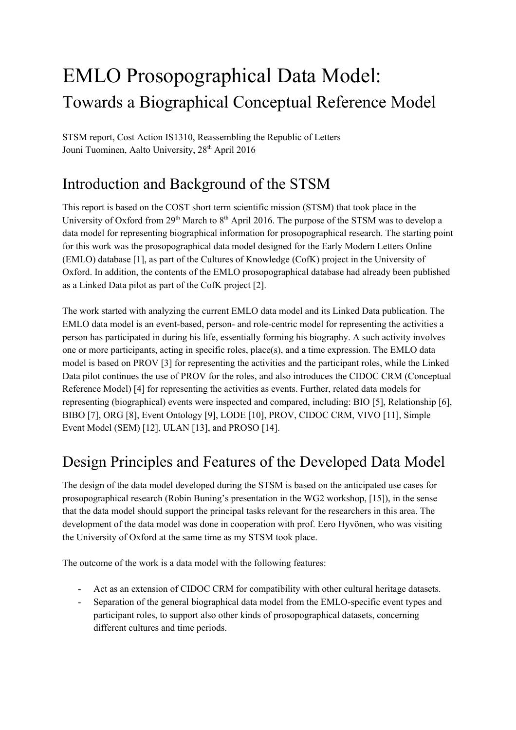# EMLO Prosopographical Data Model:

## Towards a Biographical Conceptual Reference Model

STSM report, Cost Action IS1310, Reassembling the Republic of Letters
Jouni Tuominen, Aalto University, 28th April 2016

## Introduction and Background of the STSM

This report is based on the COST short term scientific mission (STSM) that took place in the University of Oxford from 29th March to 8th April 2016. The purpose of the STSM was to develop a data model for representing biographical information for prosopographical research. The starting point for this work was the prosopographical data model designed for the Early Modern Letters Online (EMLO) database [1], as part of the Cultures of Knowledge (CofK) project in the University of Oxford. In addition, the contents of the EMLO prosopographical database had already been published as a Linked Data pilot as part of the CofK project [2].

The work started with analyzing the current EMLO data model and its Linked Data publication. The EMLO data model is an event-based, person- and role-centric model for representing the activities a person has participated in during his life, essentially forming his biography. A such activity involves one or more participants, acting in specific roles, place(s), and a time expression. The EMLO data model is based on PROV [3] for representing the activities and the participant roles, while the Linked Data pilot continues the use of PROV for the roles, and also introduces the CIDOC CRM (Conceptual Reference Model) [4] for representing the activities as events. Further, related data models for representing (biographical) events were inspected and compared, including: BIO [5], Relationship [6], BIBO [7], ORG [8], Event Ontology [9], LODE [10], PROV, CIDOC CRM, VIVO [11], Simple Event Model (SEM) [12], ULAN [13], and PROSO [14].

## Design Principles and Features of the Developed Data Model

The design of the data model developed during the STSM is based on the anticipated use cases for prosopographical research (Robin Buning's presentation in the WG2 workshop, [15]), in the sense that the data model should support the principal tasks relevant for the researchers in this area. The development of the data model was done in cooperation with prof. Eero Hyvönen, who was visiting the University of Oxford at the same time as my STSM took place.

The outcome of the work is a data model with the following features:

- Act as an extension of CIDOC CRM for compatibility with other cultural heritage datasets.
- Separation of the general biographical data model from the EMLO-specific event types and participant roles, to support also other kinds of prosopographical datasets, concerning different cultures and time periods.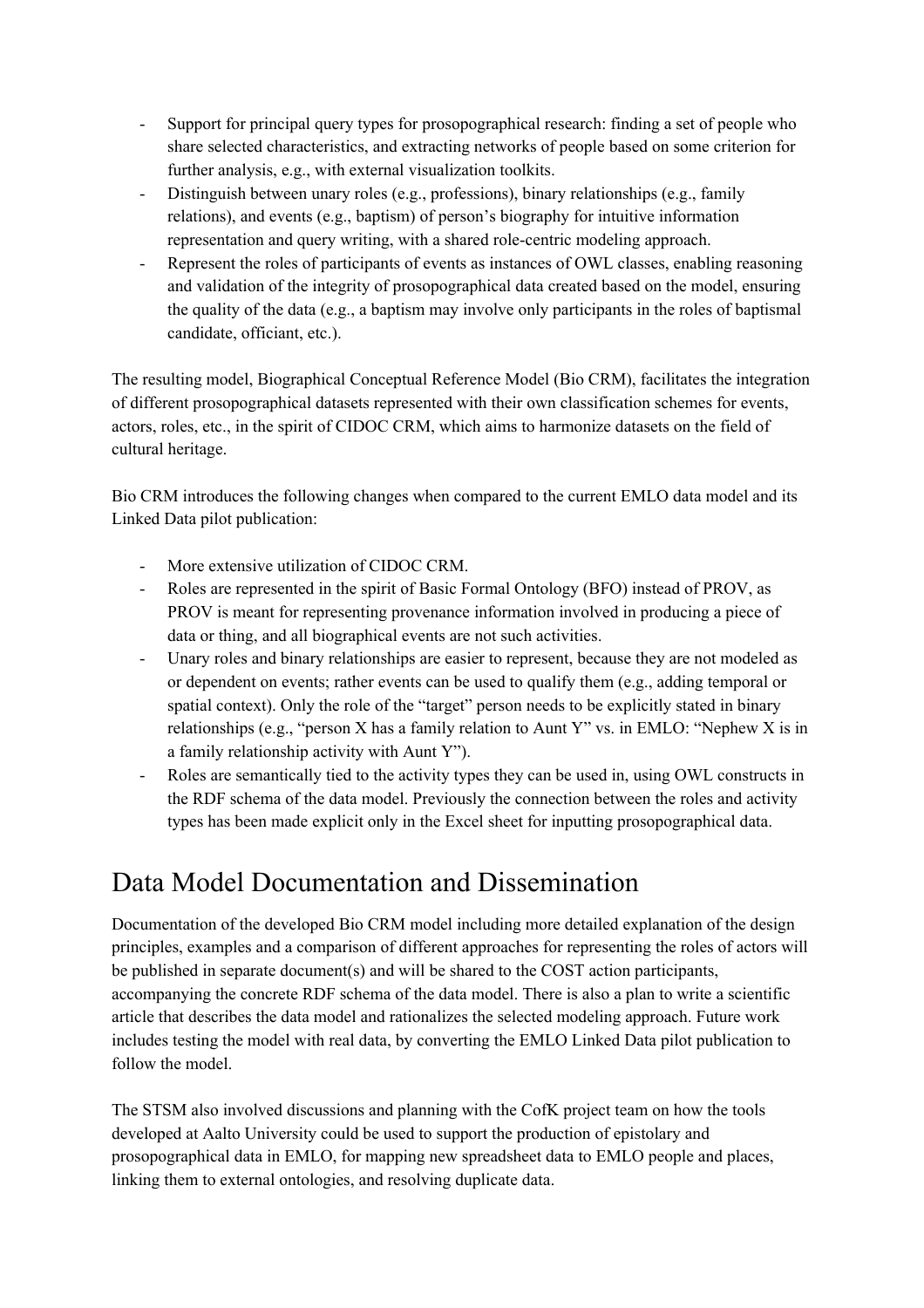- Support for principal query types for prosopographical research: finding a set of people who share selected characteristics, and extracting networks of people based on some criterion for further analysis, e.g., with external visualization toolkits.
- Distinguish between unary roles (e.g., professions), binary relationships (e.g., family relations), and events (e.g., baptism) of person's biography for intuitive information representation and query writing, with a shared role-centric modeling approach.
- Represent the roles of participants of events as instances of OWL classes, enabling reasoning and validation of the integrity of prosopographical data created based on the model, ensuring the quality of the data (e.g., a baptism may involve only participants in the roles of baptismal candidate, officiant, etc.).

The resulting model, Biographical Conceptual Reference Model (Bio CRM), facilitates the integration of different prosopographical datasets represented with their own classification schemes for events, actors, roles, etc., in the spirit of CIDOC CRM, which aims to harmonize datasets on the field of cultural heritage.

Bio CRM introduces the following changes when compared to the current EMLO data model and its Linked Data pilot publication:

- More extensive utilization of CIDOC CRM.
- Roles are represented in the spirit of Basic Formal Ontology (BFO) instead of PROV, as PROV is meant for representing provenance information involved in producing a piece of data or thing, and all biographical events are not such activities.
- Unary roles and binary relationships are easier to represent, because they are not modeled as or dependent on events; rather events can be used to qualify them (e.g., adding temporal or spatial context). Only the role of the "target" person needs to be explicitly stated in binary relationships (e.g., "person X has a family relation to Aunt Y" vs. in EMLO: "Nephew X is in a family relationship activity with Aunt Y").
- Roles are semantically tied to the activity types they can be used in, using OWL constructs in the RDF schema of the data model. Previously the connection between the roles and activity types has been made explicit only in the Excel sheet for inputting prosopographical data.

# Data Model Documentation and Dissemination

Documentation of the developed Bio CRM model including more detailed explanation of the design principles, examples and a comparison of different approaches for representing the roles of actors will be published in separate document(s) and will be shared to the COST action participants, accompanying the concrete RDF schema of the data model. There is also a plan to write a scientific article that describes the data model and rationalizes the selected modeling approach. Future work includes testing the model with real data, by converting the EMLO Linked Data pilot publication to follow the model.

The STSM also involved discussions and planning with the CofK project team on how the tools developed at Aalto University could be used to support the production of epistolary and prosopographical data in EMLO, for mapping new spreadsheet data to EMLO people and places, linking them to external ontologies, and resolving duplicate data.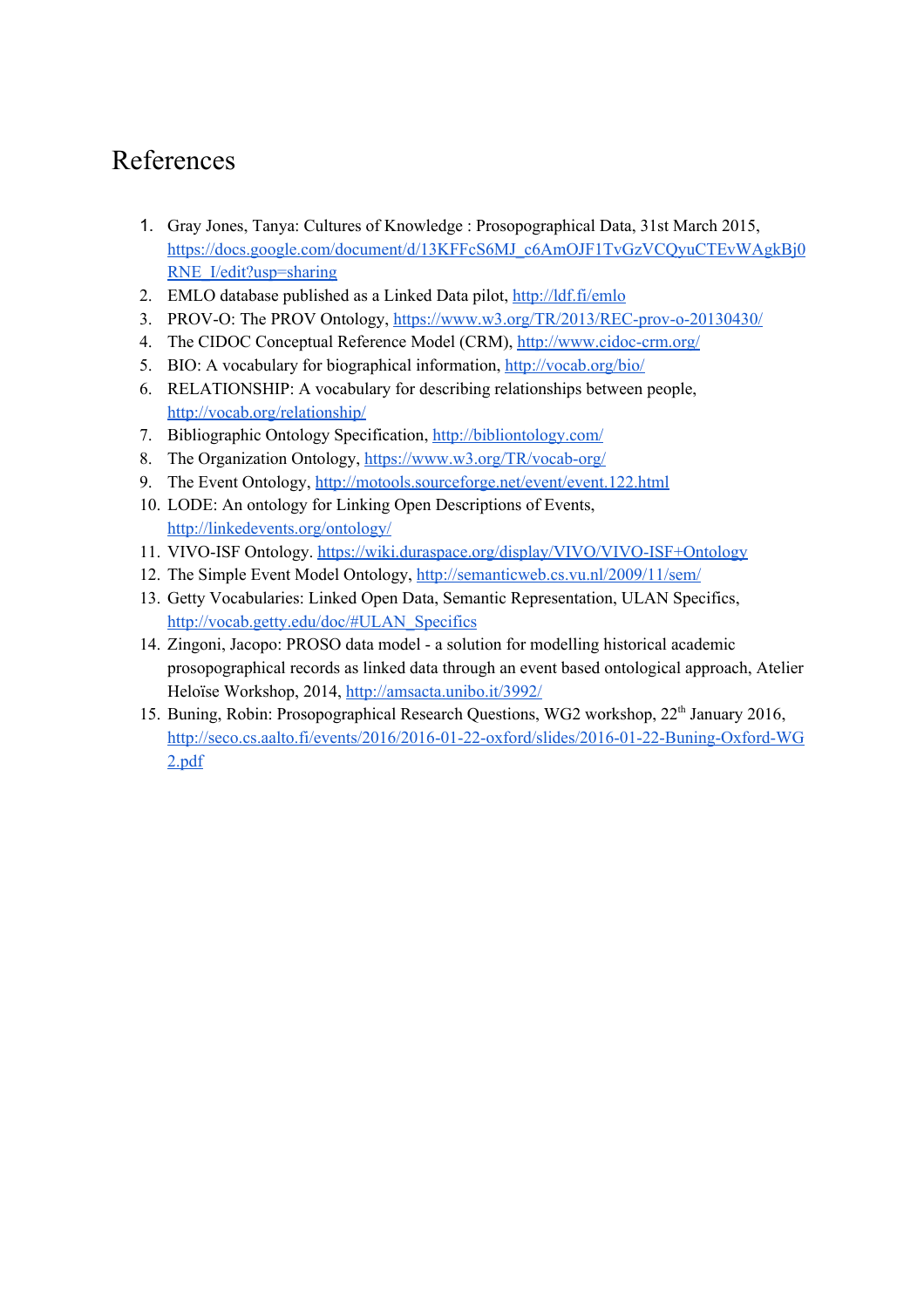# References

1. Gray Jones, Tanya: Cultures of Knowledge : Prosopographical Data, 31st March 2015, https://docs.google.com/document/d/13KFFcS6MJ_c6AmOJF1TvGzVCQyuCTEvWAgkBj0RNE_I/edit?usp=sharing
2. EMLO database published as a Linked Data pilot, http://ldf.fi/emlo
3. PROV-O: The PROV Ontology, https://www.w3.org/TR/2013/REC-prov-o-20130430/
4. The CIDOC Conceptual Reference Model (CRM), http://www.cidoc-crm.org/
5. BIO: A vocabulary for biographical information, http://vocab.org/bio/
6. RELATIONSHIP: A vocabulary for describing relationships between people, http://vocab.org/relationship/
7. Bibliographic Ontology Specification, http://bibliontology.com/
8. The Organization Ontology, https://www.w3.org/TR/vocab-org/
9. The Event Ontology, http://motools.sourceforge.net/event/event.122.html
10. LODE: An ontology for Linking Open Descriptions of Events, http://linkedevents.org/ontology/
11. VIVO-ISF Ontology. https://wiki.duraspace.org/display/VIVO/VIVO-ISF+Ontology
12. The Simple Event Model Ontology, http://semanticweb.cs.vu.nl/2009/11/sem/
13. Getty Vocabularies: Linked Open Data, Semantic Representation, ULAN Specifics, http://vocab.getty.edu/doc/#ULAN_Specifics
14. Zingoni, Jacopo: PROSO data model - a solution for modelling historical academic prosopographical records as linked data through an event based ontological approach, Atelier Heloïse Workshop, 2014, http://amsacta.unibo.it/3992/
15. Buning, Robin: Prosopographical Research Questions, WG2 workshop, 22th January 2016, http://seco.cs.aalto.fi/events/2016/2016-01-22-oxford/slides/2016-01-22-Buning-Oxford-WG2.pdf